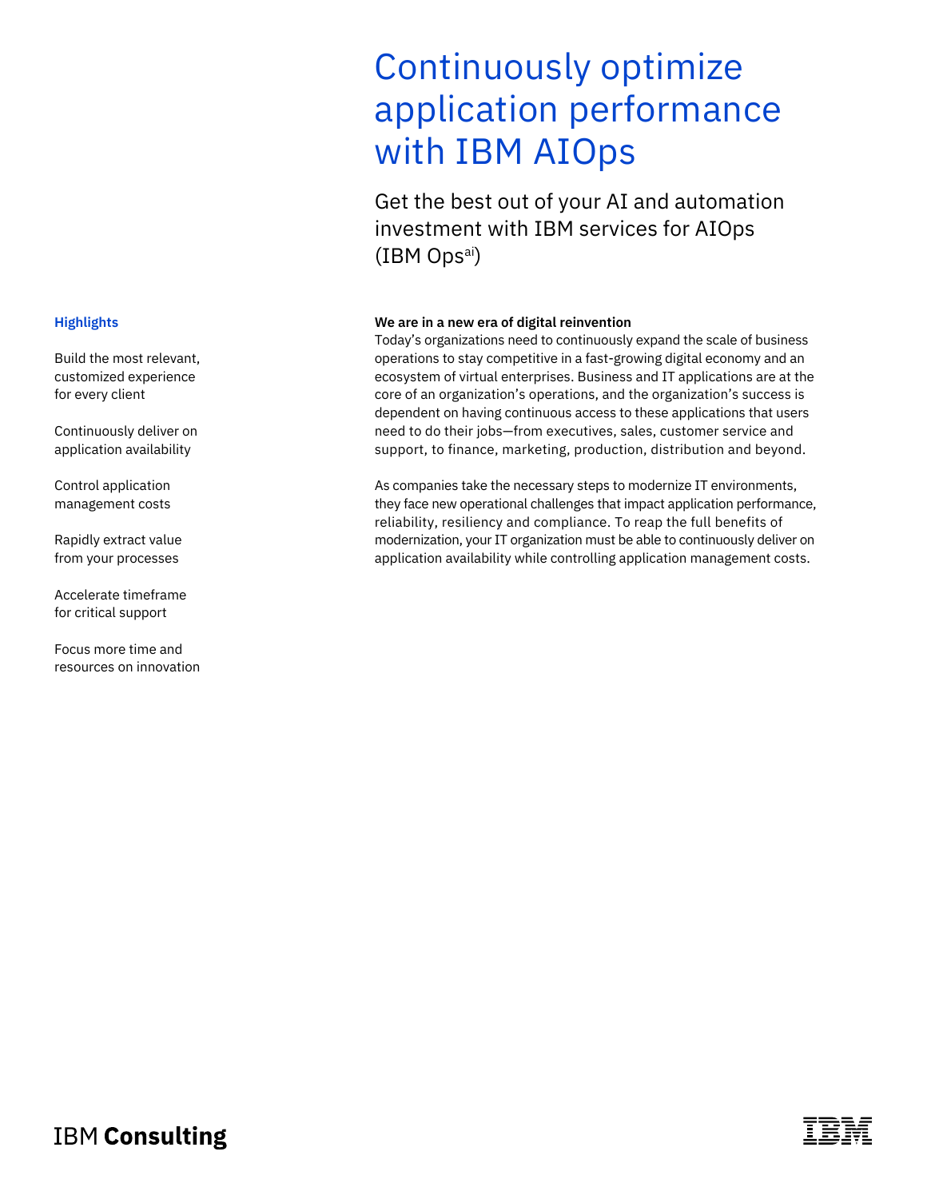# Continuously optimize application performance with IBM AIOps

## Get the best out of your AI and automation investment with IBM services for AIOps (IBM Ops[ai])

### Highlights

Build the most relevant, customized experience for every client

Continuously deliver on application availability

Control application management costs

Rapidly extract value from your processes

Accelerate timeframe for critical support

Focus more time and resources on innovation

**We are in a new era of digital reinvention**

Today's organizations need to continuously expand the scale of business operations to stay competitive in a fast-growing digital economy and an ecosystem of virtual enterprises. Business and IT applications are at the core of an organization's operations, and the organization's success is dependent on having continuous access to these applications that users need to do their jobs—from executives, sales, customer service and support, to finance, marketing, production, distribution and beyond.

As companies take the necessary steps to modernize IT environments, they face new operational challenges that impact application performance, reliability, resiliency and compliance. To reap the full benefits of modernization, your IT organization must be able to continuously deliver on application availability while controlling application management costs.

IBM **Consulting**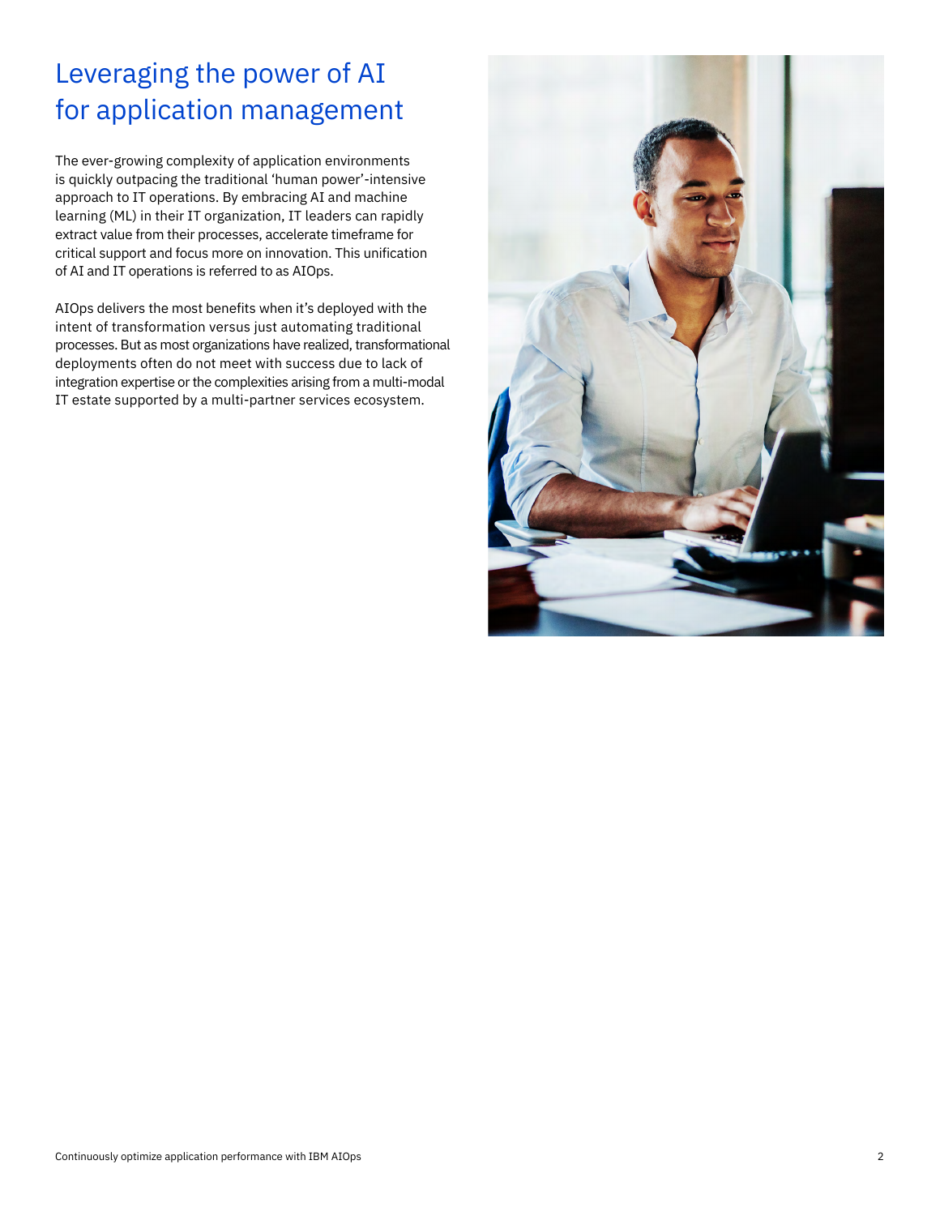# Leveraging the power of AI for application management

The ever-growing complexity of application environments is quickly outpacing the traditional 'human power'-intensive approach to IT operations. By embracing AI and machine learning (ML) in their IT organization, IT leaders can rapidly extract value from their processes, accelerate timeframe for critical support and focus more on innovation. This unification of AI and IT operations is referred to as AIOps.

AIOps delivers the most benefits when it's deployed with the intent of transformation versus just automating traditional processes. But as most organizations have realized, transformational deployments often do not meet with success due to lack of integration expertise or the complexities arising from a multi-modal IT estate supported by a multi-partner services ecosystem.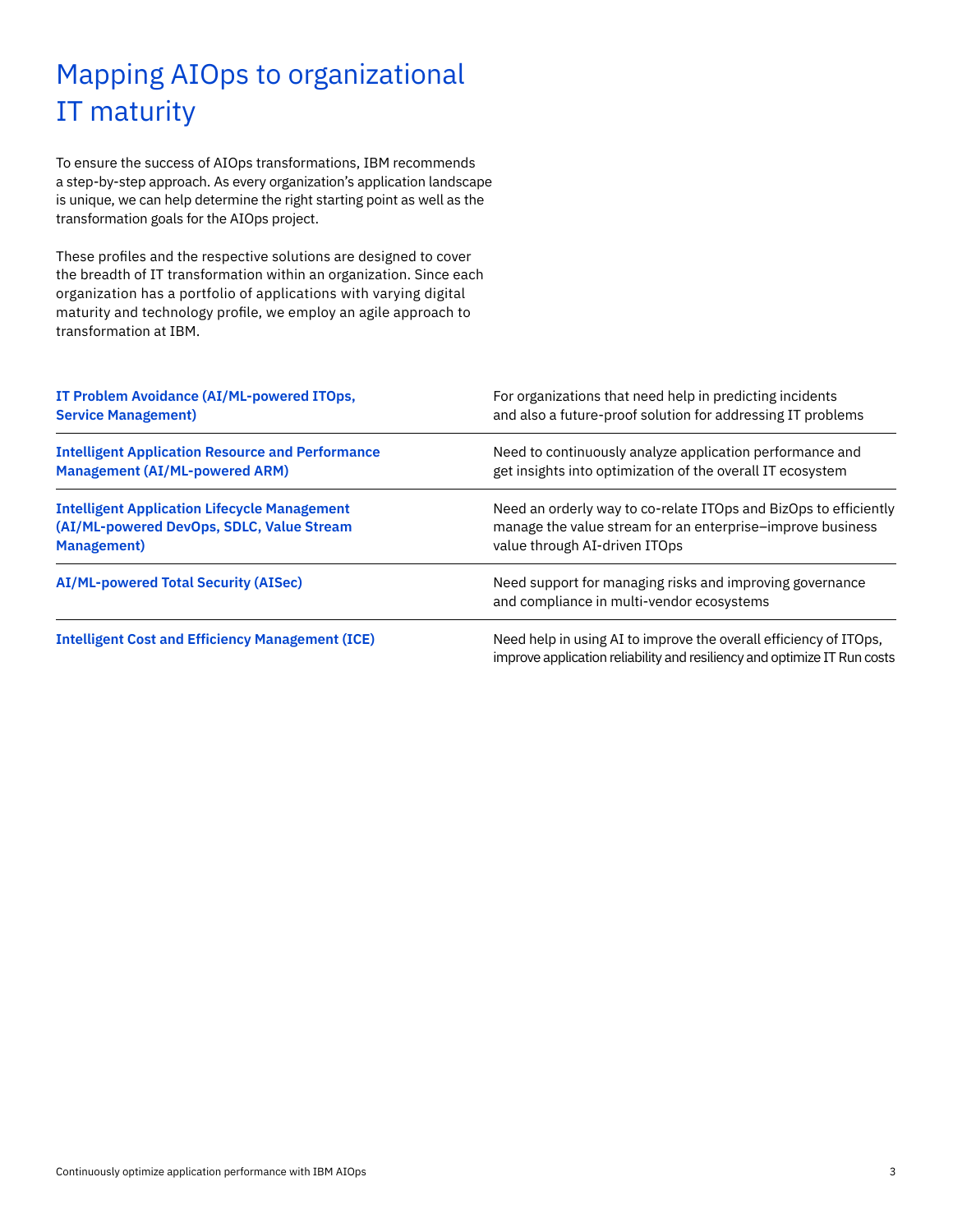# Mapping AIOps to organizational IT maturity

To ensure the success of AIOps transformations, IBM recommends a step-by-step approach. As every organization's application landscape is unique, we can help determine the right starting point as well as the transformation goals for the AIOps project.

These profiles and the respective solutions are designed to cover the breadth of IT transformation within an organization. Since each organization has a portfolio of applications with varying digital maturity and technology profile, we employ an agile approach to transformation at IBM.

| | |
|---|---|
| **IT Problem Avoidance (AI/ML-powered ITOps, Service Management)** | For organizations that need help in predicting incidents and also a future-proof solution for addressing IT problems |
| **Intelligent Application Resource and Performance Management (AI/ML-powered ARM)** | Need to continuously analyze application performance and get insights into optimization of the overall IT ecosystem |
| **Intelligent Application Lifecycle Management (AI/ML-powered DevOps, SDLC, Value Stream Management)** | Need an orderly way to co-relate ITOps and BizOps to efficiently manage the value stream for an enterprise–improve business value through AI-driven ITOps |
| **AI/ML-powered Total Security (AISec)** | Need support for managing risks and improving governance and compliance in multi-vendor ecosystems |
| **Intelligent Cost and Efficiency Management (ICE)** | Need help in using AI to improve the overall efficiency of ITOps, improve application reliability and resiliency and optimize IT Run costs |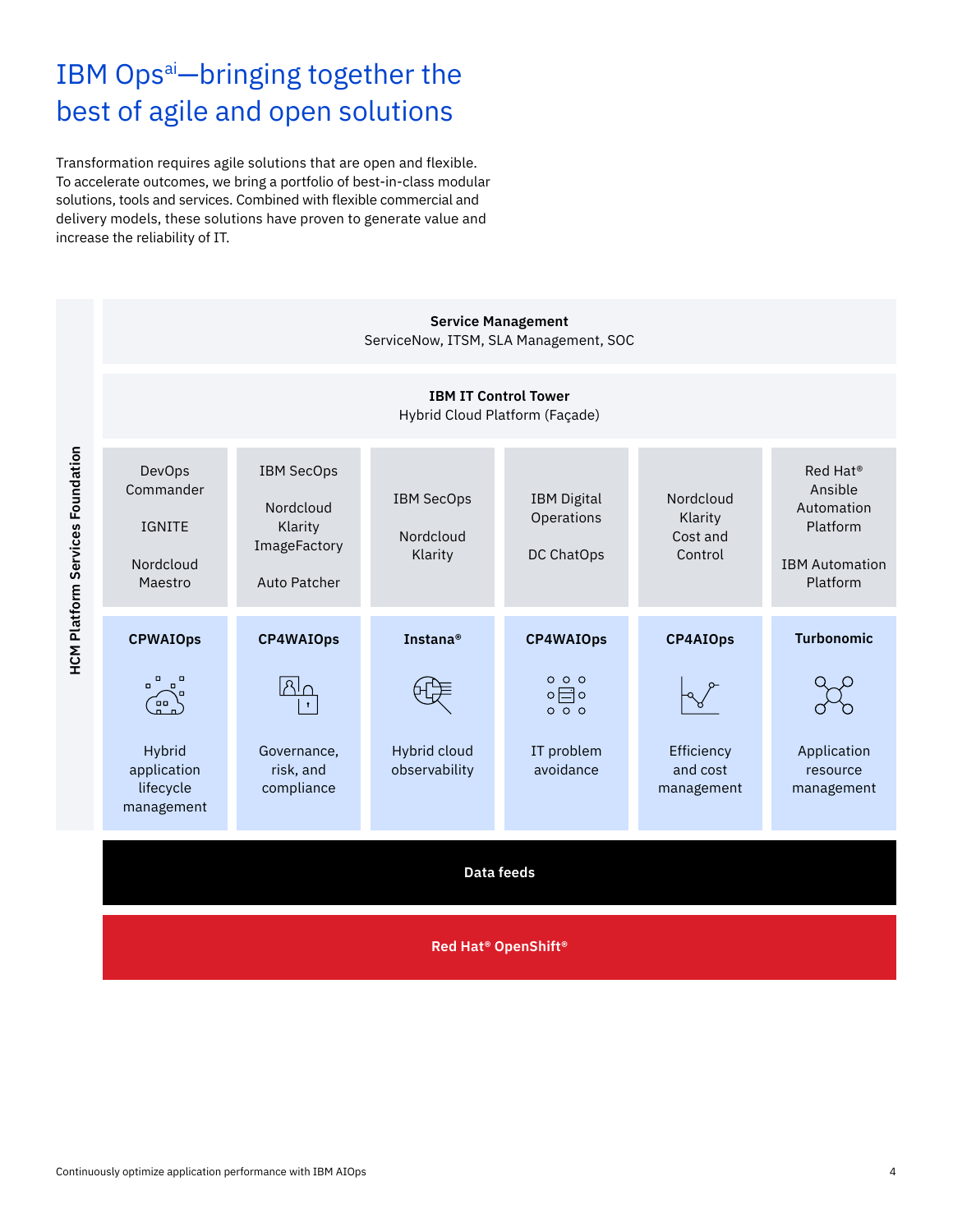# IBM Ops[ai]—bringing together the best of agile and open solutions

Transformation requires agile solutions that are open and flexible. To accelerate outcomes, we bring a portfolio of best-in-class modular solutions, tools and services. Combined with flexible commercial and delivery models, these solutions have proven to generate value and increase the reliability of IT.

**HCM Platform Services Foundation**

**Service Management**
ServiceNow, ITSM, SLA Management, SOC

**IBM IT Control Tower**
Hybrid Cloud Platform (Façade)

| DevOps Commander<br><br>IGNITE<br><br>Nordcloud Maestro | IBM SecOps<br><br>Nordcloud Klarity ImageFactory<br><br>Auto Patcher | IBM SecOps<br><br>Nordcloud Klarity | IBM Digital Operations<br><br>DC ChatOps | Nordcloud Klarity Cost and Control | Red Hat® Ansible Automation Platform<br><br>IBM Automation Platform |
|---|---|---|---|---|---|
| **CPWAIOps**<br><br>Hybrid application lifecycle management | **CP4WAIOps**<br><br>Governance, risk, and compliance | **Instana®**<br><br>Hybrid cloud observability | **CP4WAIOps**<br><br>IT problem avoidance | **CP4AIOps**<br><br>Efficiency and cost management | **Turbonomic**<br><br>Application resource management |

**Data feeds**

**Red Hat® OpenShift®**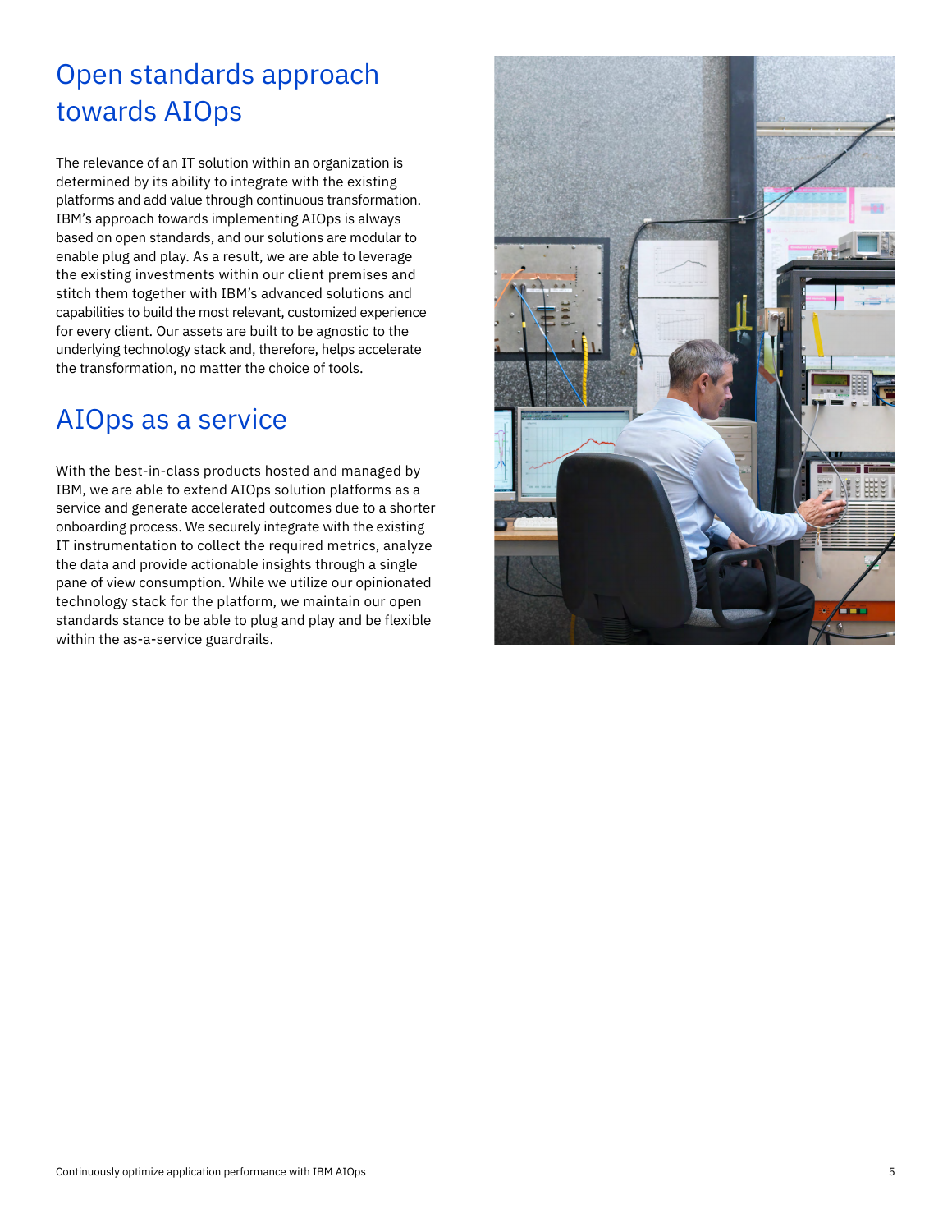## Open standards approach towards AIOps

The relevance of an IT solution within an organization is determined by its ability to integrate with the existing platforms and add value through continuous transformation. IBM's approach towards implementing AIOps is always based on open standards, and our solutions are modular to enable plug and play. As a result, we are able to leverage the existing investments within our client premises and stitch them together with IBM's advanced solutions and capabilities to build the most relevant, customized experience for every client. Our assets are built to be agnostic to the underlying technology stack and, therefore, helps accelerate the transformation, no matter the choice of tools.

## AIOps as a service

With the best-in-class products hosted and managed by IBM, we are able to extend AIOps solution platforms as a service and generate accelerated outcomes due to a shorter onboarding process. We securely integrate with the existing IT instrumentation to collect the required metrics, analyze the data and provide actionable insights through a single pane of view consumption. While we utilize our opinionated technology stack for the platform, we maintain our open standards stance to be able to plug and play and be flexible within the as-a-service guardrails.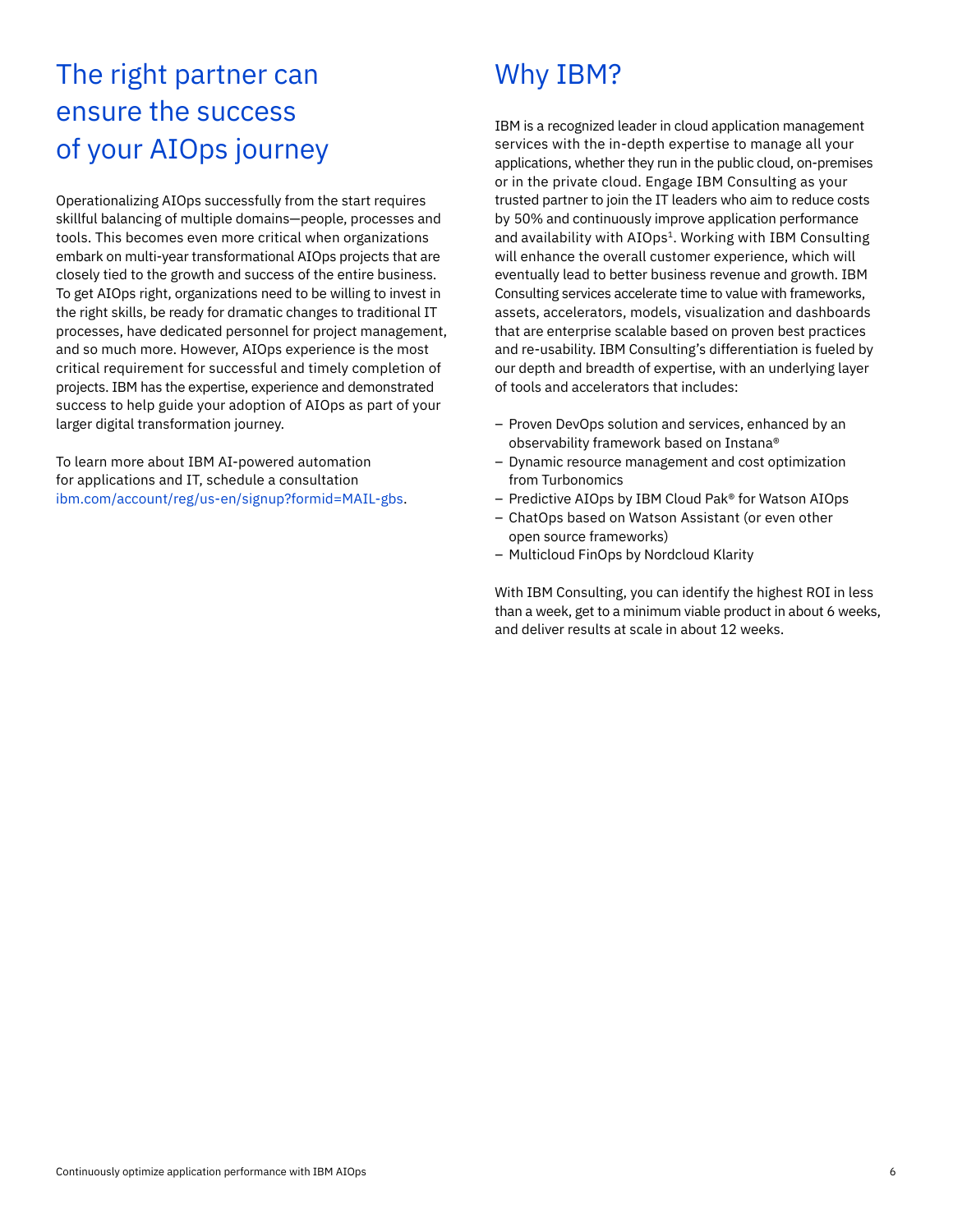## The right partner can ensure the success of your AIOps journey

Operationalizing AIOps successfully from the start requires skillful balancing of multiple domains—people, processes and tools. This becomes even more critical when organizations embark on multi-year transformational AIOps projects that are closely tied to the growth and success of the entire business. To get AIOps right, organizations need to be willing to invest in the right skills, be ready for dramatic changes to traditional IT processes, have dedicated personnel for project management, and so much more. However, AIOps experience is the most critical requirement for successful and timely completion of projects. IBM has the expertise, experience and demonstrated success to help guide your adoption of AIOps as part of your larger digital transformation journey.

To learn more about IBM AI-powered automation for applications and IT, schedule a consultation ibm.com/account/reg/us-en/signup?formid=MAIL-gbs.

## Why IBM?

IBM is a recognized leader in cloud application management services with the in-depth expertise to manage all your applications, whether they run in the public cloud, on-premises or in the private cloud. Engage IBM Consulting as your trusted partner to join the IT leaders who aim to reduce costs by 50% and continuously improve application performance and availability with AIOps[1]. Working with IBM Consulting will enhance the overall customer experience, which will eventually lead to better business revenue and growth. IBM Consulting services accelerate time to value with frameworks, assets, accelerators, models, visualization and dashboards that are enterprise scalable based on proven best practices and re-usability. IBM Consulting's differentiation is fueled by our depth and breadth of expertise, with an underlying layer of tools and accelerators that includes:

- Proven DevOps solution and services, enhanced by an observability framework based on Instana®
- Dynamic resource management and cost optimization from Turbonomics
- Predictive AIOps by IBM Cloud Pak® for Watson AIOps
- ChatOps based on Watson Assistant (or even other open source frameworks)
- Multicloud FinOps by Nordcloud Klarity

With IBM Consulting, you can identify the highest ROI in less than a week, get to a minimum viable product in about 6 weeks, and deliver results at scale in about 12 weeks.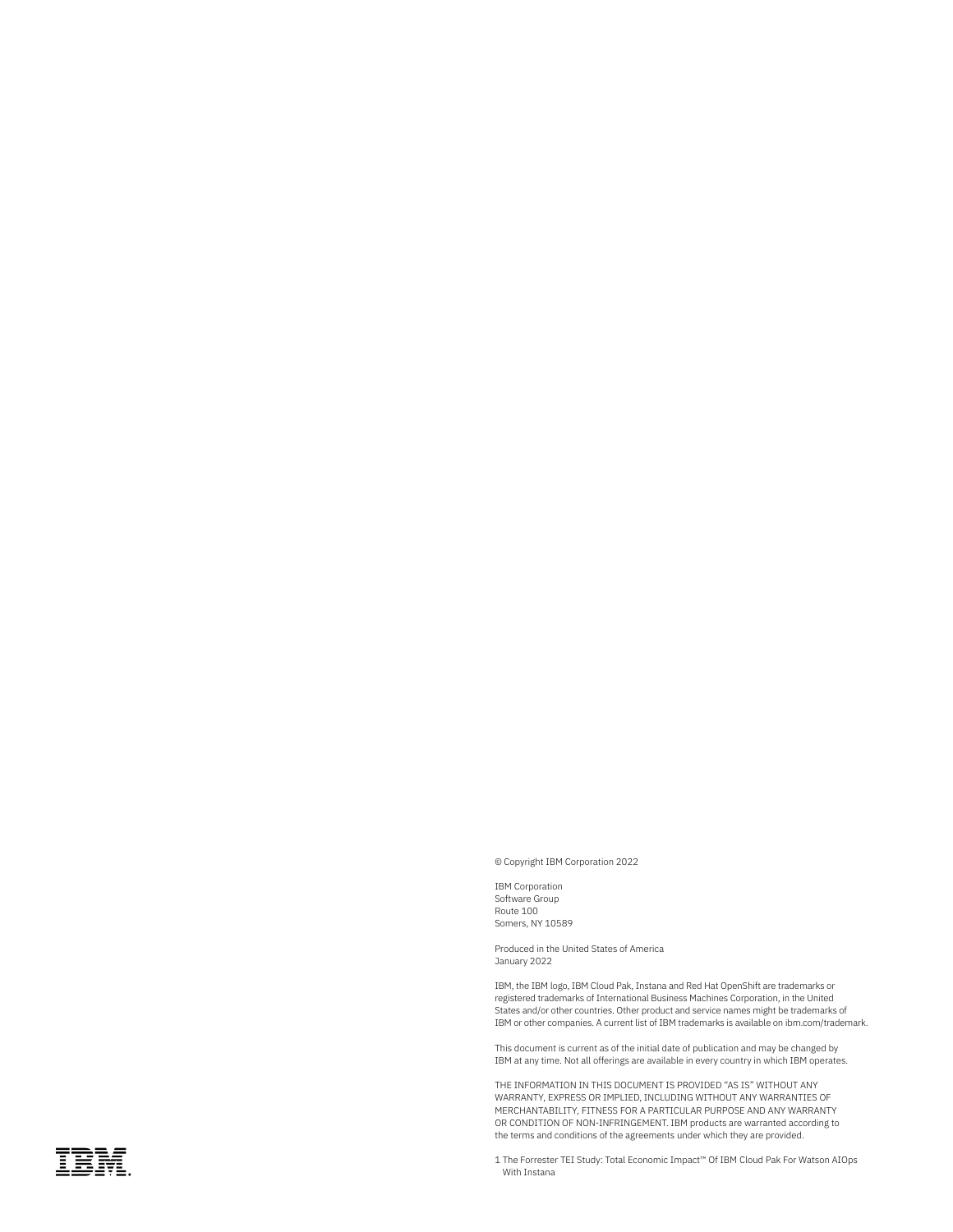© Copyright IBM Corporation 2022

IBM Corporation
Software Group
Route 100
Somers, NY 10589

Produced in the United States of America
January 2022

IBM, the IBM logo, IBM Cloud Pak, Instana and Red Hat OpenShift are trademarks or registered trademarks of International Business Machines Corporation, in the United States and/or other countries. Other product and service names might be trademarks of IBM or other companies. A current list of IBM trademarks is available on ibm.com/trademark.

This document is current as of the initial date of publication and may be changed by IBM at any time. Not all offerings are available in every country in which IBM operates.

THE INFORMATION IN THIS DOCUMENT IS PROVIDED "AS IS" WITHOUT ANY WARRANTY, EXPRESS OR IMPLIED, INCLUDING WITHOUT ANY WARRANTIES OF MERCHANTABILITY, FITNESS FOR A PARTICULAR PURPOSE AND ANY WARRANTY OR CONDITION OF NON-INFRINGEMENT. IBM products are warranted according to the terms and conditions of the agreements under which they are provided.

1 The Forrester TEI Study: Total Economic Impact™ Of IBM Cloud Pak For Watson AIOps With Instana